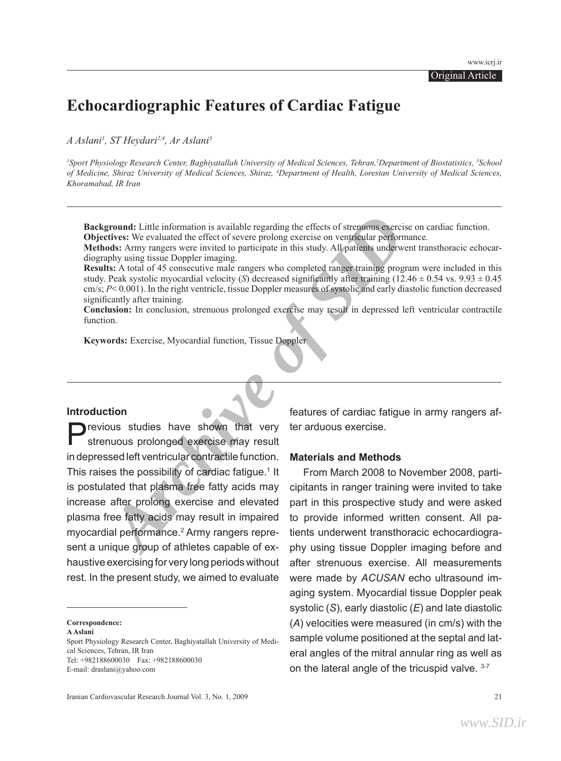Original Article

# Echocardiographic Features of Cardiac Fatigue

*A Aslani[1], ST Heydari[2,4], Ar Aslani[3]*

*[1]Sport Physiology Research Center, Baghiyatallah University of Medical Sciences, Tehran,[2]Department of Biostatistics, [3]School of Medicine, Shiraz University of Medical Sciences, Shiraz, [4]Department of Health, Lorestan University of Medical Sciences, Khoramabad, IR Iran*

**Background:** Little information is available regarding the effects of strenuous exercise on cardiac function.
**Objectives:** We evaluated the effect of severe prolong exercise on ventricular performance.
**Methods:** Army rangers were invited to participate in this study. All patients underwent transthoracic echocardiography using tissue Doppler imaging.
**Results:** A total of 45 consecutive male rangers who completed ranger training program were included in this study. Peak systolic myocardial velocity (*S*) decreased significantly after training ($12.46 \pm 0.54$ vs. $9.93 \pm 0.45$ cm/s; $P< 0.001$). In the right ventricle, tissue Doppler measures of systolic and early diastolic function decreased significantly after training.
**Conclusion:** In conclusion, strenuous prolonged exercise may result in depressed left ventricular contractile function.

**Keywords:** Exercise, Myocardial function, Tissue Doppler

## Introduction

Previous studies have shown that very strenuous prolonged exercise may result in depressed left ventricular contractile function. This raises the possibility of cardiac fatigue.[1] It is postulated that plasma free fatty acids may increase after prolong exercise and elevated plasma free fatty acids may result in impaired myocardial performance.[2] Army rangers represent a unique group of athletes capable of exhaustive exercising for very long periods without rest. In the present study, we aimed to evaluate features of cardiac fatigue in army rangers after arduous exercise.

## Materials and Methods

From March 2008 to November 2008, participitants in ranger training were invited to take part in this prospective study and were asked to provide informed written consent. All patients underwent transthoracic echocardiography using tissue Doppler imaging before and after strenuous exercise. All measurements were made by *ACUSAN* echo ultrasound imaging system. Myocardial tissue Doppler peak systolic (*S*), early diastolic (*E*) and late diastolic (*A*) velocities were measured (in cm/s) with the sample volume positioned at the septal and lateral angles of the mitral annular ring as well as on the lateral angle of the tricuspid valve. [3-7]

**Correspondence:**
**A Aslani**
Sport Physiology Research Center, Baghiyatallah University of Medical Sciences, Tehran, IR Iran
Tel: +982188600030 Fax: +982188600030
E-mail: draslani@yahoo.com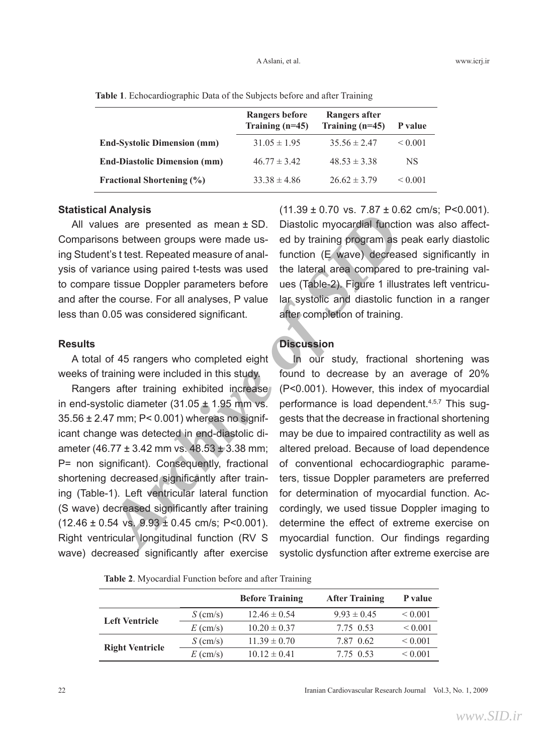**Table 1**. Echocardiographic Data of the Subjects before and after Training

| | Rangers before Training (n=45) | Rangers after Training (n=45) | P value |
|---|---|---|---|
| **End-Systolic Dimension (mm)** | 31.05 ± 1.95 | 35.56 ± 2.47 | < 0.001 |
| **End-Diastolic Dimension (mm)** | 46.77 ± 3.42 | 48.53 ± 3.38 | NS |
| **Fractional Shortening (%)** | 33.38 ± 4.86 | 26.62 ± 3.79 | < 0.001 |

### Statistical Analysis

All values are presented as mean ± SD. Comparisons between groups were made using Student's t test. Repeated measure of analysis of variance using paired t-tests was used to compare tissue Doppler parameters before and after the course. For all analyses, P value less than 0.05 was considered significant.

### Results

A total of 45 rangers who completed eight weeks of training were included in this study.

Rangers after training exhibited increase in end-systolic diameter (31.05 ± 1.95 mm vs. 35.56 ± 2.47 mm; P< 0.001) whereas no significant change was detected in end-diastolic diameter (46.77 ± 3.42 mm vs. 48.53 ± 3.38 mm; P= non significant). Consequently, fractional shortening decreased significantly after training (Table-1). Left ventricular lateral function (S wave) decreased significantly after training (12.46 ± 0.54 vs. 9.93 ± 0.45 cm/s; P<0.001). Right ventricular longitudinal function (RV S wave) decreased significantly after exercise (11.39 ± 0.70 vs. 7.87 ± 0.62 cm/s; P<0.001). Diastolic myocardial function was also affected by training program as peak early diastolic function (E wave) decreased significantly in the lateral area compared to pre-training values (Table-2). Figure 1 illustrates left ventricular systolic and diastolic function in a ranger after completion of training.

### Discussion

In our study, fractional shortening was found to decrease by an average of 20% (P<0.001). However, this index of myocardial performance is load dependent.[4,5,7] This suggests that the decrease in fractional shortening may be due to impaired contractility as well as altered preload. Because of load dependence of conventional echocardiographic parameters, tissue Doppler parameters are preferred for determination of myocardial function. Accordingly, we used tissue Doppler imaging to determine the effect of extreme exercise on myocardial function. Our findings regarding systolic dysfunction after extreme exercise are

**Table 2**. Myocardial Function before and after Training

| | | Before Training | After Training | P value |
|---|---|---|---|---|
| **Left Ventricle** | *S* (cm/s) | 12.46 ± 0.54 | 9.93 ± 0.45 | < 0.001 |
| | *E* (cm/s) | 10.20 ± 0.37 | 7.75 0.53 | < 0.001 |
| **Right Ventricle** | *S* (cm/s) | 11.39 ± 0.70 | 7.87 0.62 | < 0.001 |
| | *E* (cm/s) | 10.12 ± 0.41 | 7.75 0.53 | < 0.001 |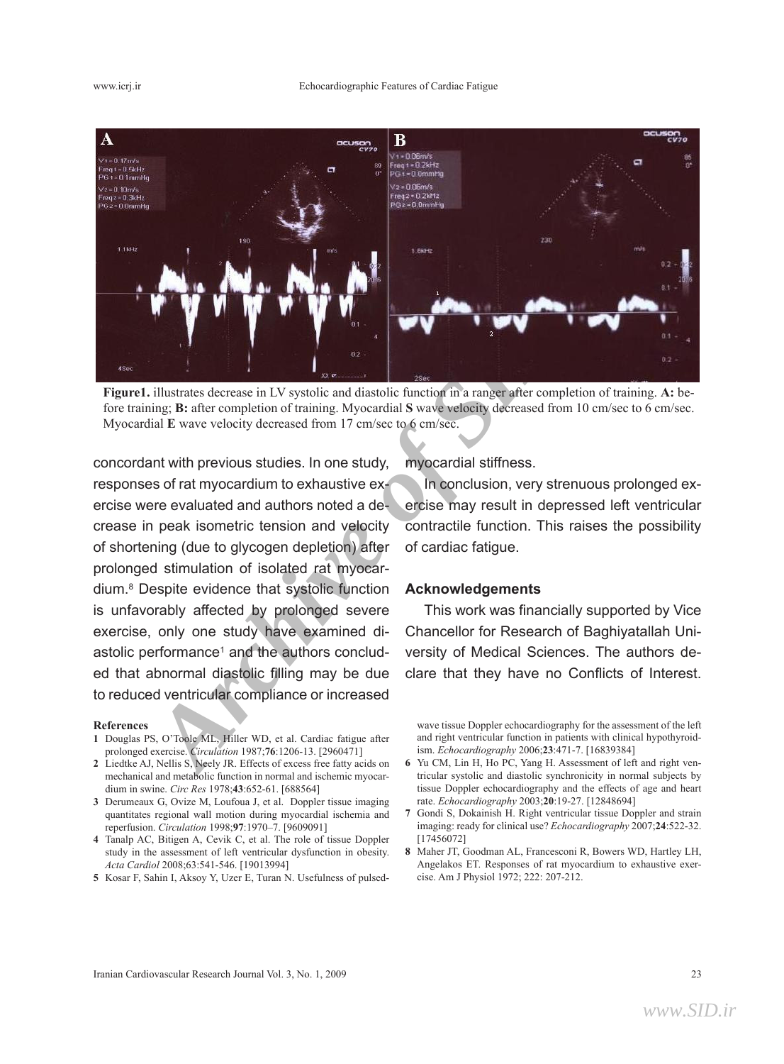Figure1. illustrates decrease in LV systolic and diastolic function in a ranger after completion of training. **A:** before training; **B:** after completion of training. Myocardial **S** wave velocity decreased from 10 cm/sec to 6 cm/sec. Myocardial **E** wave velocity decreased from 17 cm/sec to 6 cm/sec.

concordant with previous studies. In one study, responses of rat myocardium to exhaustive exercise were evaluated and authors noted a decrease in peak isometric tension and velocity of shortening (due to glycogen depletion) after prolonged stimulation of isolated rat myocardium.[8] Despite evidence that systolic function is unfavorably affected by prolonged severe exercise, only one study have examined diastolic performance[1] and the authors concluded that abnormal diastolic filling may be due to reduced ventricular compliance or increased myocardial stiffness.

In conclusion, very strenuous prolonged exercise may result in depressed left ventricular contractile function. This raises the possibility of cardiac fatigue.

## Acknowledgements

This work was financially supported by Vice Chancellor for Research of Baghiyatallah University of Medical Sciences. The authors declare that they have no Conflicts of Interest.

## References

1. Douglas PS, O'Toole ML, Hiller WD, et al. Cardiac fatigue after prolonged exercise. *Circulation* 1987;**76**:1206-13. [2960471]
2. Liedtke AJ, Nellis S, Neely JR. Effects of excess free fatty acids on mechanical and metabolic function in normal and ischemic myocardium in swine. *Circ Res* 1978;**43**:652-61. [688564]
3. Derumeaux G, Ovize M, Loufoua J, et al. Doppler tissue imaging quantitates regional wall motion during myocardial ischemia and reperfusion. *Circulation* 1998;**97**:1970–7. [9609091]
4. Tanalp AC, Bitigen A, Cevik C, et al. The role of tissue Doppler study in the assessment of left ventricular dysfunction in obesity. *Acta Cardiol* 2008;63:541-546. [19013994]
5. Kosar F, Sahin I, Aksoy Y, Uzer E, Turan N. Usefulness of pulsed-wave tissue Doppler echocardiography for the assessment of the left and right ventricular function in patients with clinical hypothyroidism. *Echocardiography* 2006;**23**:471-7. [16839384]
6. Yu CM, Lin H, Ho PC, Yang H. Assessment of left and right ventricular systolic and diastolic synchronicity in normal subjects by tissue Doppler echocardiography and the effects of age and heart rate. *Echocardiography* 2003;**20**:19-27. [12848694]
7. Gondi S, Dokainish H. Right ventricular tissue Doppler and strain imaging: ready for clinical use? *Echocardiography* 2007;**24**:522-32. [17456072]
8. Maher JT, Goodman AL, Francesconi R, Bowers WD, Hartley LH, Angelakos ET. Responses of rat myocardium to exhaustive exercise. Am J Physiol 1972; 222: 207-212.